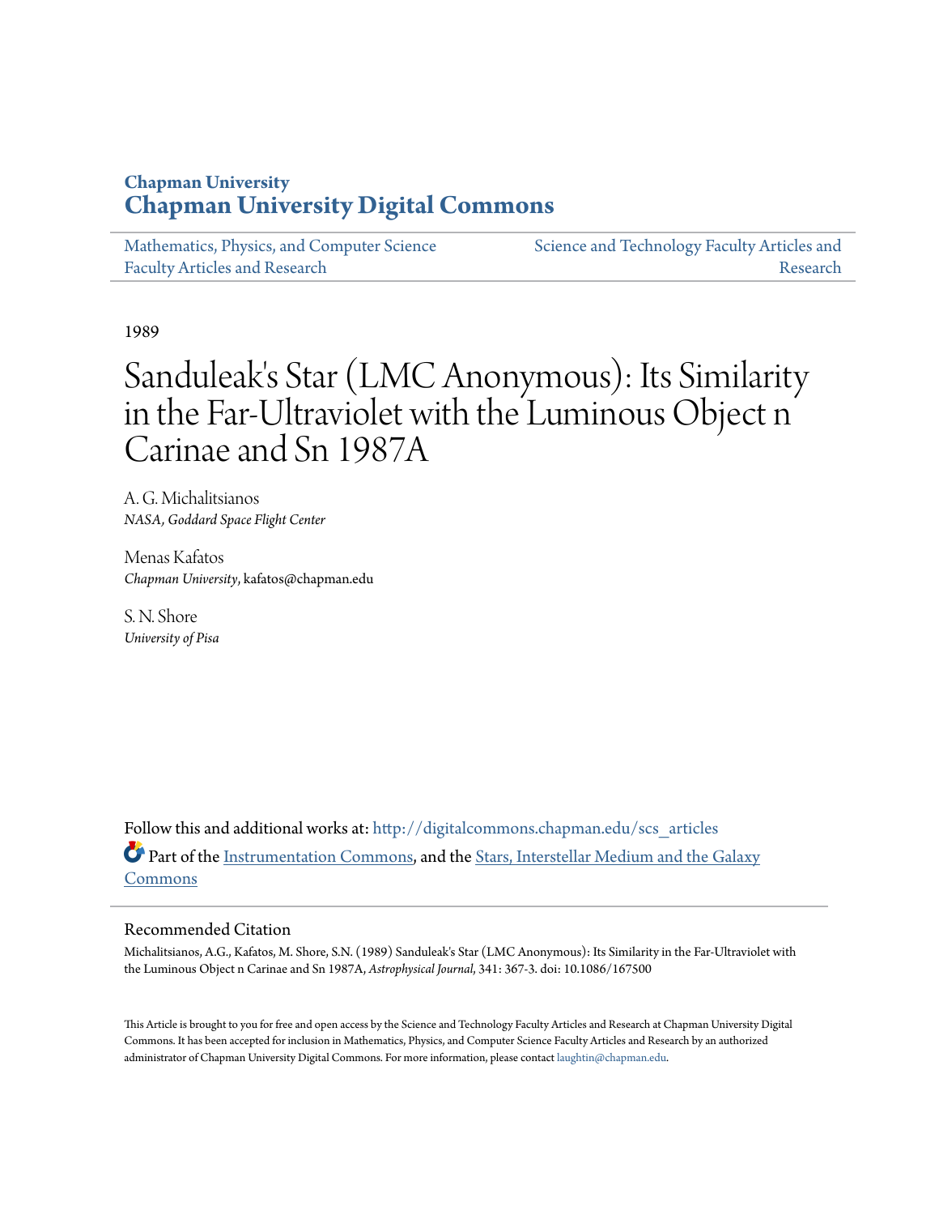Chapman University

# Chapman University Digital Commons

Mathematics, Physics, and Computer Science Faculty Articles and Research

Science and Technology Faculty Articles and Research

1989

# Sanduleak's Star (LMC Anonymous): Its Similarity in the Far-Ultraviolet with the Luminous Object n Carinae and Sn 1987A

A. G. Michalitsianos
*NASA, Goddard Space Flight Center*

Menas Kafatos
*Chapman University*, kafatos@chapman.edu

S. N. Shore
*University of Pisa*

Follow this and additional works at: http://digitalcommons.chapman.edu/scs_articles

Part of the Instrumentation Commons, and the Stars, Interstellar Medium and the Galaxy Commons

## Recommended Citation

Michalitsianos, A.G., Kafatos, M. Shore, S.N. (1989) Sanduleak's Star (LMC Anonymous): Its Similarity in the Far-Ultraviolet with the Luminous Object n Carinae and Sn 1987A, *Astrophysical Journal*, 341: 367-3. doi: 10.1086/167500

This Article is brought to you for free and open access by the Science and Technology Faculty Articles and Research at Chapman University Digital Commons. It has been accepted for inclusion in Mathematics, Physics, and Computer Science Faculty Articles and Research by an authorized administrator of Chapman University Digital Commons. For more information, please contact laughtin@chapman.edu.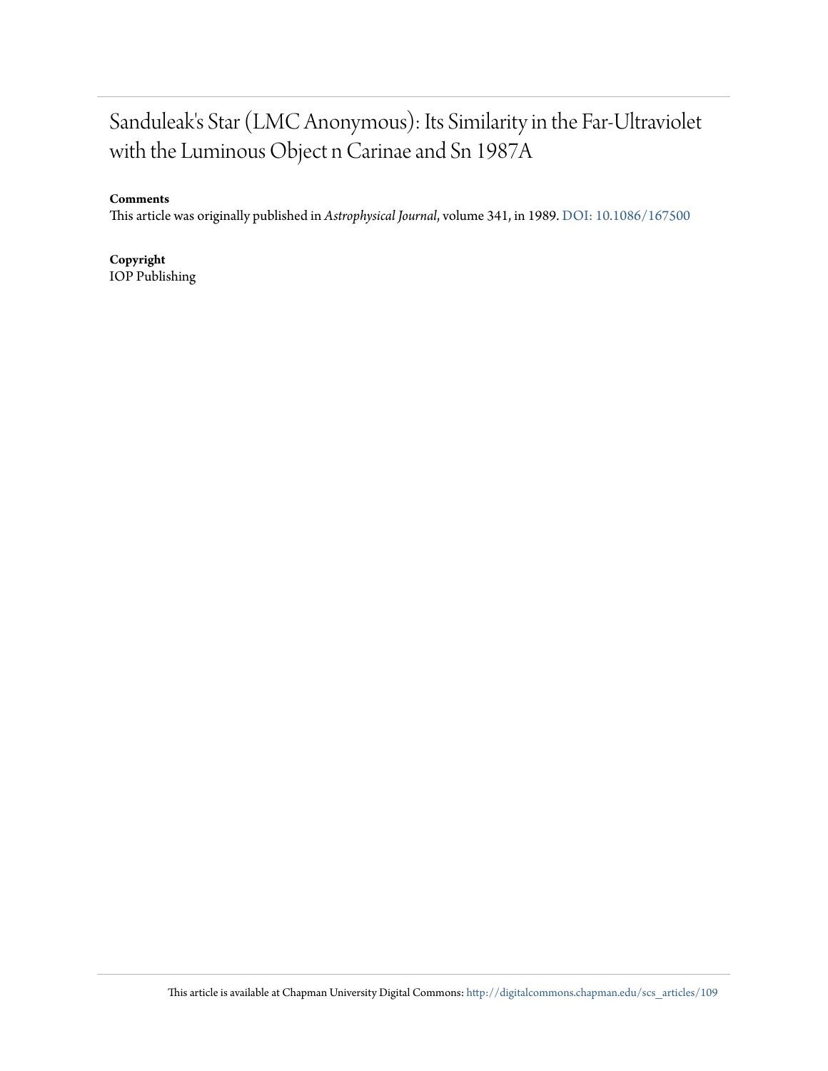# Sanduleak's Star (LMC Anonymous): Its Similarity in the Far-Ultraviolet with the Luminous Object n Carinae and Sn 1987A

**Comments**

This article was originally published in *Astrophysical Journal*, volume 341, in 1989. DOI: 10.1086/167500

**Copyright**

IOP Publishing

This article is available at Chapman University Digital Commons: http://digitalcommons.chapman.edu/scs_articles/109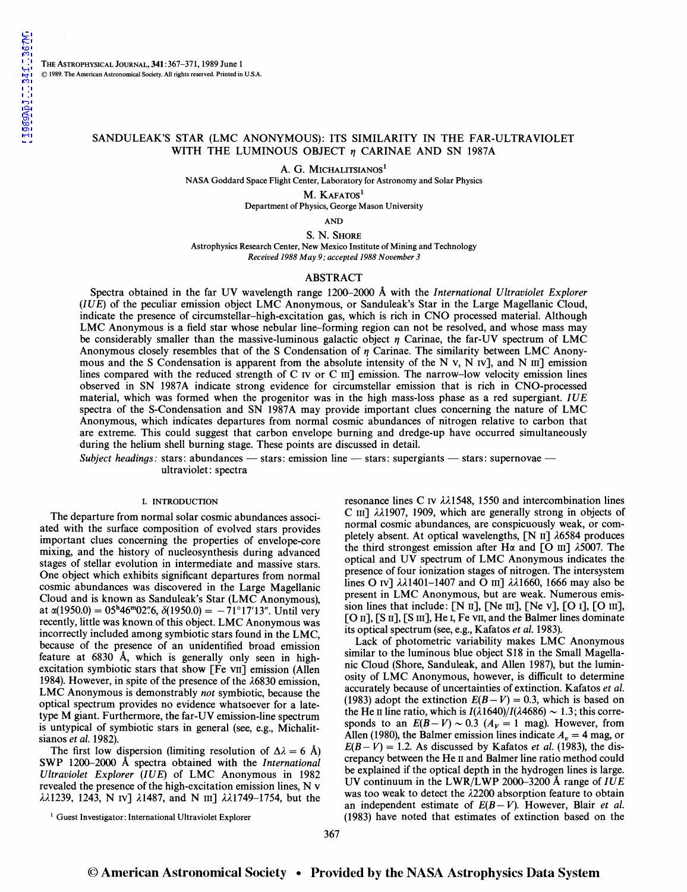# SANDULEAK'S STAR (LMC ANONYMOUS): ITS SIMILARITY IN THE FAR-ULTRAVIOLET WITH THE LUMINOUS OBJECT η CARINAE AND SN 1987A

A. G. MICHALITSIANOS[1]
NASA Goddard Space Flight Center, Laboratory for Astronomy and Solar Physics

M. KAFATOS[1]
Department of Physics, George Mason University

AND

S. N. SHORE
Astrophysics Research Center, New Mexico Institute of Mining and Technology
*Received 1988 May 9; accepted 1988 November 3*

## ABSTRACT

Spectra obtained in the far UV wavelength range 1200–2000 Å with the *International Ultraviolet Explorer* (*IUE*) of the peculiar emission object LMC Anonymous, or Sanduleak's Star in the Large Magellanic Cloud, indicate the presence of circumstellar–high-excitation gas, which is rich in CNO processed material. Although LMC Anonymous is a field star whose nebular line-forming region can not be resolved, and whose mass may be considerably smaller than the massive-luminous galactic object η Carinae, the far-UV spectrum of LMC Anonymous closely resembles that of the S Condensation of η Carinae. The similarity between LMC Anonymous and the S Condensation is apparent from the absolute intensity of the N v, N iv], and N iii] emission lines compared with the reduced strength of C iv or C iii] emission. The narrow–low velocity emission lines observed in SN 1987A indicate strong evidence for circumstellar emission that is rich in CNO-processed material, which was formed when the progenitor was in the high mass-loss phase as a red supergiant. *IUE* spectra of the S-Condensation and SN 1987A may provide important clues concerning the nature of LMC Anonymous, which indicates departures from normal cosmic abundances of nitrogen relative to carbon that are extreme. This could suggest that carbon envelope burning and dredge-up have occurred simultaneously during the helium shell burning stage. These points are discussed in detail.

*Subject headings:* stars: abundances — stars: emission line — stars: supergiants — stars: supernovae — ultraviolet: spectra

## I. INTRODUCTION

The departure from normal solar cosmic abundances associated with the surface composition of evolved stars provides important clues concerning the properties of envelope-core mixing, and the history of nucleosynthesis during advanced stages of stellar evolution in intermediate and massive stars. One object which exhibits significant departures from normal cosmic abundances was discovered in the Large Magellanic Cloud and is known as Sanduleak's Star (LMC Anonymous), at $\alpha(1950.0) = 05^h46^m02\overset{s}{.}6$, $\delta(1950.0) = -71°17'13''$. Until very recently, little was known of this object. LMC Anonymous was incorrectly included among symbiotic stars found in the LMC, because of the presence of an unidentified broad emission feature at 6830 Å, which is generally only seen in high-excitation symbiotic stars that show [Fe vii] emission (Allen 1984). However, in spite of the presence of the λ6830 emission, LMC Anonymous is demonstrably *not* symbiotic, because the optical spectrum provides no evidence whatsoever for a late-type M giant. Furthermore, the far-UV emission-line spectrum is untypical of symbiotic stars in general (see, e.g., Michalitsianos *et al.* 1982).

The first low dispersion (limiting resolution of $\Delta\lambda = 6$ Å) SWP 1200–2000 Å spectra obtained with the *International Ultraviolet Explorer* (*IUE*) of LMC Anonymous in 1982 revealed the presence of the high-excitation emission lines, N v λλ1239, 1243, N iv] λ1487, and N iii] λλ1749–1754, but the resonance lines C iv λλ1548, 1550 and intercombination lines C iii] λλ1907, 1909, which are generally strong in objects of normal cosmic abundances, are conspicuously weak, or completely absent. At optical wavelengths, [N ii] λ6584 produces the third strongest emission after Hα and [O iii] λ5007. The optical and UV spectrum of LMC Anonymous indicates the presence of four ionization stages of nitrogen. The intersystem lines O iv] λλ1401–1407 and O iii] λλ1660, 1666 may also be present in LMC Anonymous, but are weak. Numerous emission lines that include: [N ii], [Ne iii], [Ne v], [O i], [O iii], [O ii], [S ii], [S iii], He i, Fe vii, and the Balmer lines dominate its optical spectrum (see, e.g., Kafatos *et al.* 1983).

Lack of photometric variability makes LMC Anonymous similar to the luminous blue object S18 in the Small Magellanic Cloud (Shore, Sanduleak, and Allen 1987), but the luminosity of LMC Anonymous, however, is difficult to determine accurately because of uncertainties of extinction. Kafatos *et al.* (1983) adopt the extinction $E(B-V) = 0.3$, which is based on the He ii line ratio, which is $I(\lambda1640)/I(\lambda4686) \sim 1.3$; this corresponds to an $E(B-V) \sim 0.3$ ($A_V = 1$ mag). However, from Allen (1980), the Balmer emission lines indicate $A_v = 4$ mag, or $E(B-V) = 1.2$. As discussed by Kafatos *et al.* (1983), the discrepancy between the He ii and Balmer line ratio method could be explained if the optical depth in the hydrogen lines is large. UV continuum in the LWR/LWP 2000–3200 Å range of *IUE* was too weak to detect the λ2200 absorption feature to obtain an independent estimate of $E(B-V)$. However, Blair *et al.* (1983) have noted that estimates of extinction based on the

[1] Guest Investigator: International Ultraviolet Explorer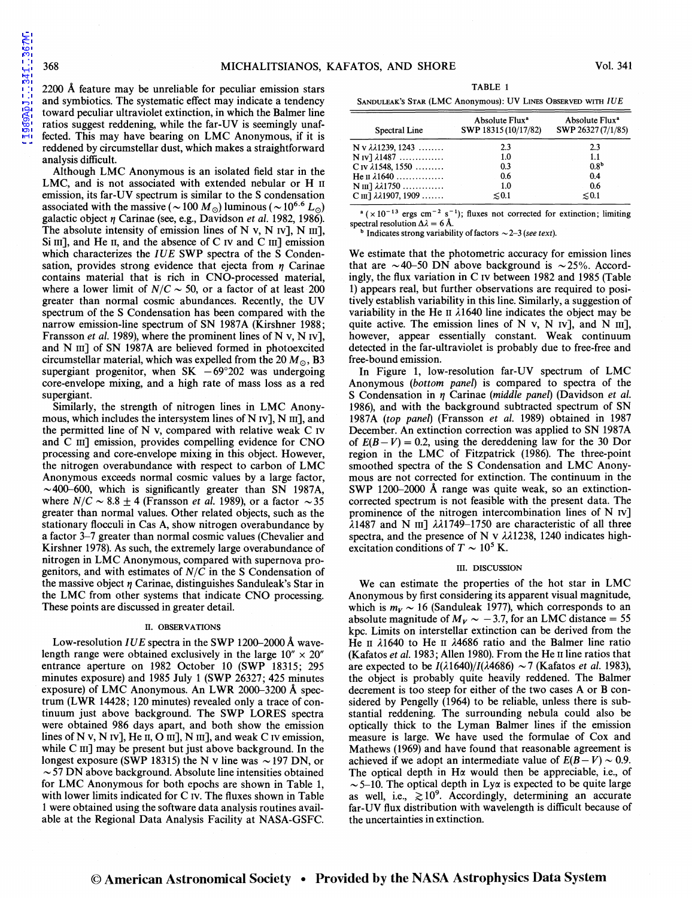2200 Å feature may be unreliable for peculiar emission stars and symbiotics. The systematic effect may indicate a tendency toward peculiar ultraviolet extinction, in which the Balmer line ratios suggest reddening, while the far-UV is seemingly unaffected. This may have bearing on LMC Anonymous, if it is reddened by circumstellar dust, which makes a straightforward analysis difficult.

Although LMC Anonymous is an isolated field star in the LMC, and is not associated with extended nebular or H II emission, its far-UV spectrum is similar to the S condensation associated with the massive ($\sim 100\ M_{\odot}$) luminous ($\sim 10^{6.6}\ L_{\odot}$) galactic object $\eta$ Carinae (see, e.g., Davidson *et al.* 1982, 1986). The absolute intensity of emission lines of N V, N IV], N III], Si III], and He II, and the absence of C IV and C III] emission which characterizes the *IUE* SWP spectra of the S Condensation, provides strong evidence that ejecta from $\eta$ Carinae contains material that is rich in CNO-processed material, where a lower limit of $N/C \sim 50$, or a factor of at least 200 greater than normal cosmic abundances. Recently, the UV spectrum of the S Condensation has been compared with the narrow emission-line spectrum of SN 1987A (Kirshner 1988; Fransson *et al.* 1989), where the prominent lines of N V, N IV], and N III] of SN 1987A are believed formed in photoexcited circumstellar material, which was expelled from the 20 $M_{\odot}$, B3 supergiant progenitor, when SK $-69°202$ was undergoing core-envelope mixing, and a high rate of mass loss as a red supergiant.

Similarly, the strength of nitrogen lines in LMC Anonymous, which includes the intersystem lines of N IV], N III], and the permitted line of N V, compared with relative weak C IV and C III] emission, provides compelling evidence for CNO processing and core-envelope mixing in this object. However, the nitrogen overabundance with respect to carbon of LMC Anonymous exceeds normal cosmic values by a large factor, $\sim$400–600, which is significantly greater than SN 1987A, where $N/C \sim 8.8 \pm 4$ (Fransson *et al.* 1989), or a factor $\sim$35 greater than normal values. Other related objects, such as the stationary flocculi in Cas A, show nitrogen overabundance by a factor 3–7 greater than normal cosmic values (Chevalier and Kirshner 1978). As such, the extremely large overabundance of nitrogen in LMC Anonymous, compared with supernova progenitors, and with estimates of $N/C$ in the S Condensation of the massive object $\eta$ Carinae, distinguishes Sanduleak's Star in the LMC from other systems that indicate CNO processing. These points are discussed in greater detail.

## II. OBSERVATIONS

Low-resolution *IUE* spectra in the SWP 1200–2000 Å wavelength range were obtained exclusively in the large $10'' \times 20''$ entrance aperture on 1982 October 10 (SWP 18315; 295 minutes exposure) and 1985 July 1 (SWP 26327; 425 minutes exposure) of LMC Anonymous. An LWR 2000–3200 Å spectrum (LWR 14428; 120 minutes) revealed only a trace of continuum just above background. The SWP LORES spectra were obtained 986 days apart, and both show the emission lines of N V, N IV], He II, O III], N III], and weak C IV emission, while C III] may be present but just above background. In the longest exposure (SWP 18315) the N V line was $\sim$197 DN, or $\sim$57 DN above background. Absolute line intensities obtained for LMC Anonymous for both epochs are shown in Table 1, with lower limits indicated for C IV. The fluxes shown in Table 1 were obtained using the software data analysis routines available at the Regional Data Analysis Facility at NASA-GSFC.

TABLE 1

SANDULEAK'S STAR (LMC ANONYMOUS): UV LINES OBSERVED WITH *IUE*

| Spectral Line | Absolute Flux[a] SWP 18315 (10/17/82) | Absolute Flux[a] SWP 26327 (7/1/85) |
|---|---|---|
| N V λλ1239, 1243 ........ | 2.3 | 2.3 |
| N IV] λ1487 .............. | 1.0 | 1.1 |
| C IV λ1548, 1550 ......... | 0.3 | 0.8[b] |
| He II λ1640 .............. | 0.6 | 0.4 |
| N III] λλ1750 ............ | 1.0 | 0.6 |
| C III] λλ1907, 1909 ....... | ≲0.1 | ≲0.1 |

[a] ($\times 10^{-13}$ ergs cm$^{-2}$ s$^{-1}$); fluxes not corrected for extinction; limiting spectral resolution $\Delta\lambda = 6$ Å.

[b] Indicates strong variability of factors $\sim$2–3 (*see text*).

We estimate that the photometric accuracy for emission lines that are $\sim$40–50 DN above background is $\sim$25%. Accordingly, the flux variation in C IV between 1982 and 1985 (Table 1) appears real, but further observations are required to positively establish variability in this line. Similarly, a suggestion of variability in the He II λ1640 line indicates the object may be quite active. The emission lines of N V, N IV], and N III], however, appear essentially constant. Weak continuum detected in the far-ultraviolet is probably due to free-free and free-bound emission.

In Figure 1, low-resolution far-UV spectrum of LMC Anonymous (*bottom panel*) is compared to spectra of the S Condensation in $\eta$ Carinae (*middle panel*) (Davidson *et al.* 1986), and with the background subtracted spectrum of SN 1987A (*top panel*) (Fransson *et al.* 1989) obtained in 1987 December. An extinction correction was applied to SN 1987A of $E(B-V) = 0.2$, using the dereddening law for the 30 Dor region in the LMC of Fitzpatrick (1986). The three-point smoothed spectra of the S Condensation and LMC Anonymous are not corrected for extinction. The continuum in the SWP 1200–2000 Å range was quite weak, so an extinction-corrected spectrum is not feasible with the present data. The prominence of the nitrogen intercombination lines of N IV] λ1487 and N III] λλ1749–1750 are characteristic of all three spectra, and the presence of N V λλ1238, 1240 indicates high-excitation conditions of $T \sim 10^5$ K.

## III. DISCUSSION

We can estimate the properties of the hot star in LMC Anonymous by first considering its apparent visual magnitude, which is $m_V \sim 16$ (Sanduleak 1977), which corresponds to an absolute magnitude of $M_V \sim -3.7$, for an LMC distance = 55 kpc. Limits on interstellar extinction can be derived from the He II λ1640 to He II λ4686 ratio and the Balmer line ratio (Kafatos *et al.* 1983; Allen 1980). From the He II line ratios that are expected to be $I(\lambda1640)/I(\lambda4686) \sim 7$ (Kafatos *et al.* 1983), the object is probably quite heavily reddened. The Balmer decrement is too steep for either of the two cases A or B considered by Pengelly (1964) to be reliable, unless there is substantial reddening. The surrounding nebula could also be optically thick to the Lyman Balmer lines if the emission measure is large. We have used the formulae of Cox and Mathews (1969) and have found that reasonable agreement is achieved if we adopt an intermediate value of $E(B-V) \sim 0.9$. The optical depth in Hα would then be appreciable, i.e., of $\sim$5–10. The optical depth in Lyα is expected to be quite large as well, i.e., $\gtrsim 10^9$. Accordingly, determining an accurate far-UV flux distribution with wavelength is difficult because of the uncertainties in extinction.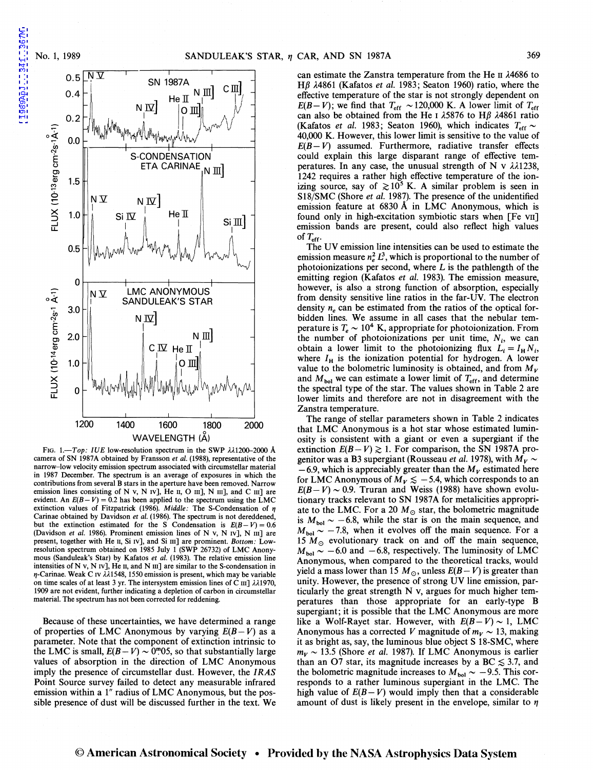FIG. 1.—*Top: IUE* low-resolution spectrum in the SWP λλ1200–2000 Å camera of SN 1987A obtained by Fransson *et al.* (1988), representative of the narrow–low velocity emission spectrum associated with circumstellar material in 1987 December. The spectrum is an average of exposures in which the contributions from several B stars in the aperture have been removed. Narrow emission lines consisting of N v, N IV], He II, O III], N III], and C III] are evident. An $E(B-V) = 0.2$ has been applied to the spectrum using the LMC extinction values of Fitzpatrick (1986). *Middle:* The S-Condensation of η Carinae obtained by Davidson *et al.* (1986). The spectrum is not dereddened, but the extinction estimated for the S Condensation is $E(B-V) = 0.6$ (Davidson *et al.* 1986). Prominent emission lines of N v, N IV], N III] are present, together with He II, Si IV, and Si III] are prominent. *Bottom:* Low-resolution spectrum obtained on 1985 July 1 (SWP 26732) of LMC Anonymous (Sanduleak's Star) by Kafatos *et al.* (1983). The relative emission line intensities of N v, N IV], He II, and N III] are similar to the S-condensation in η-Carinae. Weak C IV λλ1548, 1550 emission is present, which may be variable on time scales of at least 3 yr. The intersystem emission lines of C III] λλ1970, 1909 are not evident, further indicating a depletion of carbon in circumstellar material. The spectrum has not been corrected for reddening.

Because of these uncertainties, we have determined a range of properties of LMC Anonymous by varying $E(B-V)$ as a parameter. Note that the component of extinction intrinsic to the LMC is small, $E(B-V) \sim 0^m.05$, so that substantially large values of absorption in the direction of LMC Anonymous imply the presence of circumstellar dust. However, the *IRAS* Point Source survey failed to detect any measurable infrared emission within a 1″ radius of LMC Anonymous, but the possible presence of dust will be discussed further in the text. We can estimate the Zanstra temperature from the He II λ4686 to Hβ λ4861 (Kafatos *et al.* 1983; Seaton 1960) ratio, where the effective temperature of the star is not strongly dependent on $E(B-V)$; we find that $T_{\rm eff} \sim 120{,}000$ K. A lower limit of $T_{\rm eff}$ can also be obtained from the He I λ5876 to Hβ λ4861 ratio (Kafatos *et al.* 1983; Seaton 1960), which indicates $T_{\rm eff} \sim 40{,}000$ K. However, this lower limit is sensitive to the value of $E(B-V)$ assumed. Furthermore, radiative transfer effects could explain this large disparant range of effective temperatures. In any case, the unusual strength of N v λλ1238, 1242 requires a rather high effective temperature of the ionizing source, say of $\gtrsim 10^5$ K. A similar problem is seen in S18/SMC (Shore *et al.* 1987). The presence of the unidentified emission feature at 6830 Å in LMC Anonymous, which is found only in high-excitation symbiotic stars when [Fe VII] emission bands are present, could also reflect high values of $T_{\rm eff}$.

The UV emission line intensities can be used to estimate the emission measure $n_e^2 L^3$, which is proportional to the number of photoionizations per second, where $L$ is the pathlength of the emitting region (Kafatos *et al.* 1983). The emission measure, however, is also a strong function of absorption, especially from density sensitive line ratios in the far-UV. The electron density $n_e$ can be estimated from the ratios of the optical forbidden lines. We assume in all cases that the nebular temperature is $T_e \sim 10^4$ K, appropriate for photoionization. From the number of photoionizations per unit time, $N_i$, we can obtain a lower limit to the photoionizing flux $L_i = I_{\rm H} N_i$, where $I_{\rm H}$ is the ionization potential for hydrogen. A lower value to the bolometric luminosity is obtained, and from $M_V$ and $M_{\rm bol}$ we can estimate a lower limit of $T_{\rm eff}$, and determine the spectral type of the star. The values shown in Table 2 are lower limits and therefore are not in disagreement with the Zanstra temperature.

The range of stellar parameters shown in Table 2 indicates that LMC Anonymous is a hot star whose estimated luminosity is consistent with a giant or even a supergiant if the extinction $E(B-V) \gtrsim 1$. For comparison, the SN 1987A progenitor was a B3 supergiant (Rousseau *et al.* 1978), with $M_V \sim -6.9$, which is appreciably greater than the $M_V$ estimated here for LMC Anonymous of $M_V \lesssim -5.4$, which corresponds to an $E(B-V) \sim 0.9$. Truran and Weiss (1988) have shown evolutionary tracks relevant to SN 1987A for metalicities appropriate to the LMC. For a 20 $M_\odot$ star, the bolometric magnitude is $M_{\rm bol} \sim -6.8$, while the star is on the main sequence, and $M_{\rm bol} \sim -7.8$, when it evolves off the main sequence. For a 15 $M_\odot$ evolutionary track on and off the main sequence, $M_{\rm bol} \sim -6.0$ and $-6.8$, respectively. The luminosity of LMC Anonymous, when compared to the theoretical tracks, would yield a mass lower than 15 $M_\odot$, unless $E(B-V)$ is greater than unity. However, the presence of strong UV line emission, particularly the great strength N v, argues for much higher temperatures than those appropriate for an early-type B supergiant; it is possible that the LMC Anonymous are more like a Wolf-Rayet star. However, with $E(B-V) \sim 1$, LMC Anonymous has a corrected $V$ magnitude of $m_V \sim 13$, making it as bright as, say, the luminous blue object S 18-SMC, where $m_V \sim 13.5$ (Shore *et al.* 1987). If LMC Anonymous is earlier than an O7 star, its magnitude increases by a BC $\lesssim 3.7$, and the bolometric magnitude increases to $M_{\rm bol} \sim -9.5$. This corresponds to a rather luminous supergiant in the LMC. The high value of $E(B-V)$ would imply then that a considerable amount of dust is likely present in the envelope, similar to η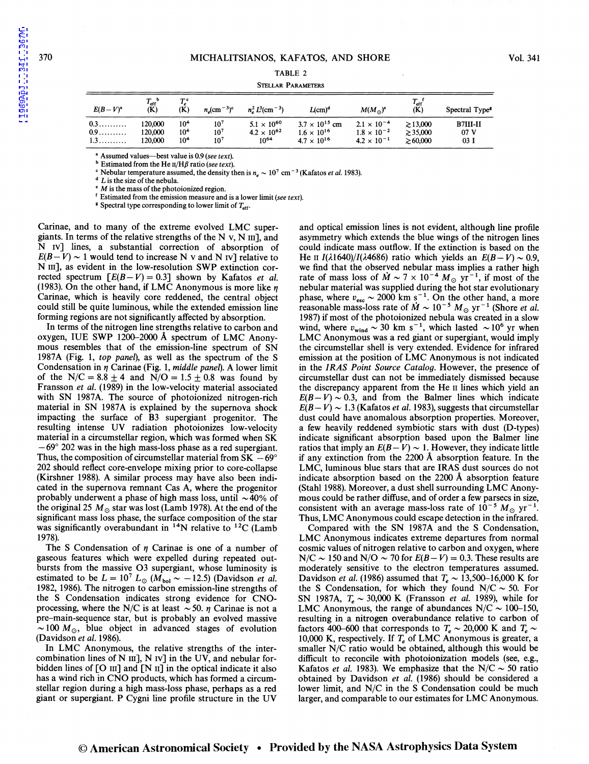TABLE 2

STELLAR PARAMETERS

| $E(B-V)$[a] | $T_{eff}$[b] (K) | $T_e$[c] (K) | $n_e$(cm$^{-3}$)[c] | $n_e^2 L^3$(cm$^{-3}$) | $L$(cm)[d] | $M(M_\odot)$[e] | $T_{eff}$[f] (K) | Spectral Type[g] |
|---|---|---|---|---|---|---|---|---|
| 0.3.......... | 120,000 | $10^4$ | $10^7$ | $5.1 \times 10^{60}$ | $3.7 \times 10^{15}$ cm | $2.1 \times 10^{-4}$ | $\gtrsim 13{,}000$ | B7III-II |
| 0.9.......... | 120,000 | $10^4$ | $10^7$ | $4.2 \times 10^{62}$ | $1.6 \times 10^{16}$ | $1.8 \times 10^{-2}$ | $\gtrsim 35{,}000$ | 07 V |
| 1.3.......... | 120,000 | $10^4$ | $10^7$ | $10^{64}$ | $4.7 \times 10^{16}$ | $4.2 \times 10^{-1}$ | $\gtrsim 60{,}000$ | 03 I |

[a] Assumed values—best value is 0.9 (*see text*).
[b] Estimated from the He II/H$\beta$ ratio (*see text*).
[c] Nebular temperature assumed, the density then is $n_e \sim 10^7$ cm$^{-3}$ (Kafatos *et al.* 1983).
[d] $L$ is the size of the nebula.
[e] $M$ is the mass of the photoionized region.
[f] Estimated from the emission measure and is a lower limit (*see text*).
[g] Spectral type corresponding to lower limit of $T_{eff}$.

Carinae, and to many of the extreme evolved LMC supergiants. In terms of the relative strengths of the N V, N III], and N IV] lines, a substantial correction of absorption of $E(B-V) \sim 1$ would tend to increase N V and N IV] relative to N III], as evident in the low-resolution SWP extinction corrected spectrum [$E(B-V) = 0.3$] shown by Kafatos *et al.* (1983). On the other hand, if LMC Anonymous is more like $\eta$ Carinae, which is heavily core reddened, the central object could still be quite luminous, while the extended emission line forming regions are not significantly affected by absorption.

In terms of the nitrogen line strengths relative to carbon and oxygen, IUE SWP 1200–2000 Å spectrum of LMC Anonymous resembles that of the emission-line spectrum of SN 1987A (Fig. 1, *top panel*), as well as the spectrum of the S Condensation in $\eta$ Carinae (Fig. 1, *middle panel*). A lower limit of the N/C = 8.8 ± 4 and N/O = 1.5 ± 0.8 was found by Fransson *et al.* (1989) in the low-velocity material associated with SN 1987A. The source of photoionized nitrogen-rich material in SN 1987A is explained by the supernova shock impacting the surface of B3 supergiant progenitor. The resulting intense UV radiation photoionizes low-velocity material in a circumstellar region, which was formed when SK −69° 202 was in the high mass-loss phase as a red supergiant. Thus, the composition of circumstellar material from SK −69° 202 should reflect core-envelope mixing prior to core-collapse (Kirshner 1988). A similar process may have also been indicated in the supernova remnant Cas A, where the progenitor probably underwent a phase of high mass loss, until ~40% of the original 25 $M_\odot$ star was lost (Lamb 1978). At the end of the significant mass loss phase, the surface composition of the star was significantly overabundant in $^{14}$N relative to $^{12}$C (Lamb 1978).

The S Condensation of $\eta$ Carinae is one of a number of gaseous features which were expelled during repeated outbursts from the massive O3 supergiant, whose luminosity is estimated to be $L = 10^7 L_\odot$ ($M_{bol} \sim -12.5$) (Davidson *et al.* 1982, 1986). The nitrogen to carbon emission-line strengths of the S Condensation indicates strong evidence for CNO-processing, where the N/C is at least ~50. $\eta$ Carinae is not a pre-main-sequence star, but is probably an evolved massive ~100 $M_\odot$, blue object in advanced stages of evolution (Davidson *et al.* 1986).

In LMC Anonymous, the relative strengths of the intercombination lines of N III], N IV] in the UV, and nebular forbidden lines of [O III] and [N II] in the optical indicate it also has a wind rich in CNO products, which has formed a circumstellar region during a high mass-loss phase, perhaps as a red giant or supergiant. P Cygni line profile structure in the UV and optical emission lines is not evident, although line profile asymmetry which extends the blue wings of the nitrogen lines could indicate mass outflow. If the extinction is based on the He II $I(\lambda1640)/I(\lambda4686)$ ratio which yields an $E(B-V) \sim 0.9$, we find that the observed nebular mass implies a rather high rate of mass loss of $\dot{M} \sim 7 \times 10^{-4}\ M_\odot$ yr$^{-1}$, if most of the nebular material was supplied during the hot star evolutionary phase, where $v_{esc} \sim 2000$ km s$^{-1}$. On the other hand, a more reasonable mass-loss rate of $\dot{M} \sim 10^{-5}\ M_\odot$ yr$^{-1}$ (Shore *et al.* 1987) if most of the photoionized nebula was created in a slow wind, where $v_{wind} \sim 30$ km s$^{-1}$, which lasted ~$10^6$ yr when LMC Anonymous was a red giant or supergiant, would imply the circumstellar shell is very extended. Evidence for infrared emission at the position of LMC Anonymous is not indicated in the *IRAS Point Source Catalog*. However, the presence of circumstellar dust can not be immediately dismissed because the discrepancy apparent from the He II lines which yield an $E(B-V) \sim 0.3$, and from the Balmer lines which indicate $E(B-V) \sim 1.3$ (Kafatos *et al.* 1983), suggests that circumstellar dust could have anomalous absorption properties. Moreover, a few heavily reddened symbiotic stars with dust (D-types) indicate significant absorption based upon the Balmer line ratios that imply an $E(B-V) \sim 1$. However, they indicate little if any extinction from the 2200 Å absorption feature. In the LMC, luminous blue stars that are IRAS dust sources do not indicate absorption based on the 2200 Å absorption feature (Stahl 1988). Moreover, a dust shell surrounding LMC Anonymous could be rather diffuse, and of order a few parsecs in size, consistent with an average mass-loss rate of $10^{-5}\ M_\odot$ yr$^{-1}$. Thus, LMC Anonymous could escape detection in the infrared.

Compared with the SN 1987A and the S Condensation, LMC Anonymous indicates extreme departures from normal cosmic values of nitrogen relative to carbon and oxygen, where N/C ~ 150 and N/O ~ 70 for $E(B-V) = 0.3$. These results are moderately sensitive to the electron temperatures assumed. Davidson *et al.* (1986) assumed that $T_e \sim$ 13,500–16,000 K for the S Condensation, for which they found N/C ~ 50. For SN 1987A, $T_e \sim$ 30,000 K (Fransson *et al.* 1989), while for LMC Anonymous, the range of abundances N/C ~ 100–150, resulting in a nitrogen overabundance relative to carbon of factors 400–600 that corresponds to $T_e \sim$ 20,000 K and $T_e \sim$ 10,000 K, respectively. If $T_e$ of LMC Anonymous is greater, a smaller N/C ratio would be obtained, although this would be difficult to reconcile with photoionization models (see, e.g., Kafatos *et al.* 1983). We emphasize that the N/C ~ 50 ratio obtained by Davidson *et al.* (1986) should be considered a lower limit, and N/C in the S Condensation could be much larger, and comparable to our estimates for LMC Anonymous.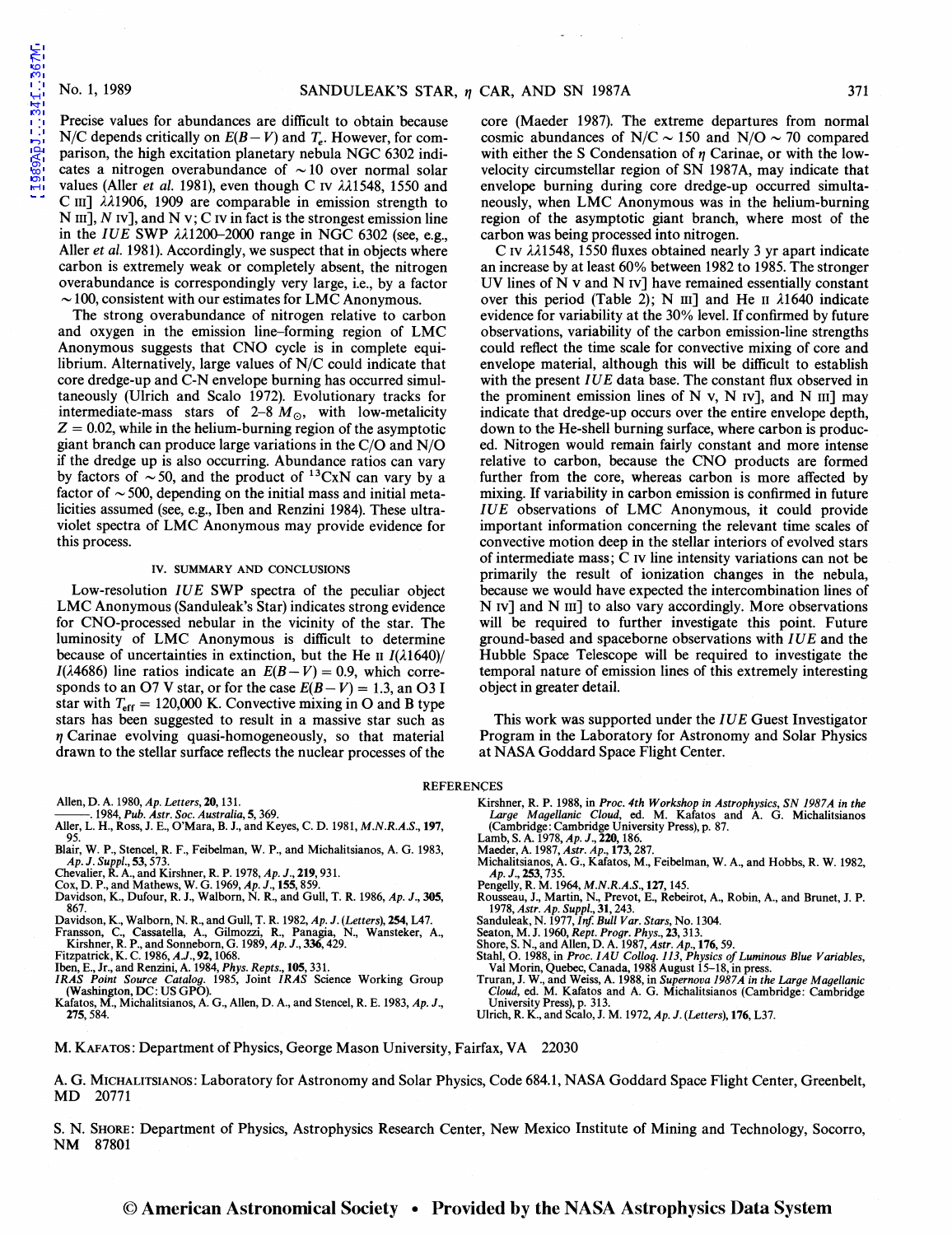Precise values for abundances are difficult to obtain because N/C depends critically on $E(B-V)$ and $T_e$. However, for comparison, the high excitation planetary nebula NGC 6302 indicates a nitrogen overabundance of $\sim 10$ over normal solar values (Aller *et al.* 1981), even though C IV λλ1548, 1550 and C III] λλ1906, 1909 are comparable in emission strength to N III], *N* IV], and N V; C IV in fact is the strongest emission line in the *IUE* SWP λλ1200–2000 range in NGC 6302 (see, e.g., Aller *et al.* 1981). Accordingly, we suspect that in objects where carbon is extremely weak or completely absent, the nitrogen overabundance is correspondingly very large, i.e., by a factor $\sim 100$, consistent with our estimates for LMC Anonymous.

The strong overabundance of nitrogen relative to carbon and oxygen in the emission line–forming region of LMC Anonymous suggests that CNO cycle is in complete equilibrium. Alternatively, large values of N/C could indicate that core dredge-up and C-N envelope burning has occurred simultaneously (Ulrich and Scalo 1972). Evolutionary tracks for intermediate-mass stars of 2–8 $M_\odot$, with low-metalicity $Z = 0.02$, while in the helium-burning region of the asymptotic giant branch can produce large variations in the C/O and N/O if the dredge up is also occurring. Abundance ratios can vary by factors of $\sim 50$, and the product of $^{13}$CxN can vary by a factor of $\sim 500$, depending on the initial mass and initial metalicities assumed (see, e.g., Iben and Renzini 1984). These ultraviolet spectra of LMC Anonymous may provide evidence for this process.

## IV. SUMMARY AND CONCLUSIONS

Low-resolution *IUE* SWP spectra of the peculiar object LMC Anonymous (Sanduleak's Star) indicates strong evidence for CNO-processed nebular in the vicinity of the star. The luminosity of LMC Anonymous is difficult to determine because of uncertainties in extinction, but the He II $I(\lambda1640)/I(\lambda4686)$ line ratios indicate an $E(B-V) = 0.9$, which corresponds to an O7 V star, or for the case $E(B-V) = 1.3$, an O3 I star with $T_{\rm eff} = 120{,}000$ K. Convective mixing in O and B type stars has been suggested to result in a massive star such as η Carinae evolving quasi-homogeneously, so that material drawn to the stellar surface reflects the nuclear processes of the core (Maeder 1987). The extreme departures from normal cosmic abundances of N/C $\sim 150$ and N/O $\sim 70$ compared with either the S Condensation of η Carinae, or with the low-velocity circumstellar region of SN 1987A, may indicate that envelope burning during core dredge-up occurred simultaneously, when LMC Anonymous was in the helium-burning region of the asymptotic giant branch, where most of the carbon was being processed into nitrogen.

C IV λλ1548, 1550 fluxes obtained nearly 3 yr apart indicate an increase by at least 60% between 1982 to 1985. The stronger UV lines of N V and N IV] have remained essentially constant over this period (Table 2); N III] and He II λ1640 indicate evidence for variability at the 30% level. If confirmed by future observations, variability of the carbon emission-line strengths could reflect the time scale for convective mixing of core and envelope material, although this will be difficult to establish with the present *IUE* data base. The constant flux observed in the prominent emission lines of N V, N IV], and N III] may indicate that dredge-up occurs over the entire envelope depth, down to the He-shell burning surface, where carbon is produced. Nitrogen would remain fairly constant and more intense relative to carbon, because the CNO products are formed further from the core, whereas carbon is more affected by mixing. If variability in carbon emission is confirmed in future *IUE* observations of LMC Anonymous, it could provide important information concerning the relevant time scales of convective motion deep in the stellar interiors of evolved stars of intermediate mass; C IV line intensity variations can not be primarily the result of ionization changes in the nebula, because we would have expected the intercombination lines of N IV] and N III] to also vary accordingly. More observations will be required to further investigate this point. Future ground-based and spaceborne observations with *IUE* and the Hubble Space Telescope will be required to investigate the temporal nature of emission lines of this extremely interesting object in greater detail.

This work was supported under the *IUE* Guest Investigator Program in the Laboratory for Astronomy and Solar Physics at NASA Goddard Space Flight Center.

## REFERENCES

Allen, D. A. 1980, *Ap. Letters*, **20**, 131.
———. 1984, *Pub. Astr. Soc. Australia*, **5**, 369.
Aller, L. H., Ross, J. E., O'Mara, B. J., and Keyes, C. D. 1981, *M.N.R.A.S.*, **197**, 95.
Blair, W. P., Stencel, R. F., Feibelman, W. P., and Michalitsianos, A. G. 1983, *Ap. J. Suppl.*, **53**, 573.
Chevalier, R. A., and Kirshner, R. P. 1978, *Ap. J.*, **219**, 931.
Cox, D. P., and Mathews, W. G. 1969, *Ap. J.*, **155**, 859.
Davidson, K., Dufour, R. J., Walborn, N. R., and Gull, T. R. 1986, *Ap. J.*, **305**, 867.
Davidson, K., Walborn, N. R., and Gull, T. R. 1982, *Ap. J. (Letters)*, **254**, L47.
Fransson, C., Cassatella, A., Gilmozzi, R., Panagia, N., Wansteker, A., Kirshner, R. P., and Sonneborn, G. 1989, *Ap. J.*, **336**, 429.
Fitzpatrick, K. C. 1986, *A.J.*, **92**, 1068.
Iben, E., Jr., and Renzini, A. 1984, *Phys. Repts.*, **105**, 331.
*IRAS Point Source Catalog*. 1985, Joint *IRAS* Science Working Group (Washington, DC: US GPO).
Kafatos, M., Michalitsianos, A. G., Allen, D. A., and Stencel, R. E. 1983, *Ap. J.*, **275**, 584.
Kirshner, R. P. 1988, in *Proc. 4th Workshop in Astrophysics, SN 1987A in the Large Magellanic Cloud*, ed. M. Kafatos and A. G. Michalitsianos (Cambridge: Cambridge University Press), p. 87.
Lamb, S. A. 1978, *Ap. J.*, **220**, 186.
Maeder, A. 1987, *Astr. Ap.*, **173**, 287.
Michalitsianos, A. G., Kafatos, M., Feibelman, W. A., and Hobbs, R. W. 1982, *Ap. J.*, **253**, 735.
Pengelly, R. M. 1964, *M.N.R.A.S.*, **127**, 145.
Rousseau, J., Martin, N., Prevot, E., Rebeirot, A., Robin, A., and Brunet, J. P. 1978, *Astr. Ap. Suppl.*, **31**, 243.
Sanduleak, N. 1977, *Inf. Bull Var. Stars*, No. 1304.
Seaton, M. J. 1960, *Rept. Progr. Phys.*, **23**, 313.
Shore, S. N., and Allen, D. A. 1987, *Astr. Ap.*, **176**, 59.
Stahl, O. 1988, in *Proc. IAU Colloq. 113, Physics of Luminous Blue Variables*, Val Morin, Quebec, Canada, 1988 August 15–18, in press.
Truran, J. W., and Weiss, A. 1988, in *Supernova 1987A in the Large Magellanic Cloud*, ed. M. Kafatos and A. G. Michalitsianos (Cambridge: Cambridge University Press), p. 313.
Ulrich, R. K., and Scalo, J. M. 1972, *Ap. J. (Letters)*, **176**, L37.

M. Kafatos: Department of Physics, George Mason University, Fairfax, VA 22030

A. G. Michalitsianos: Laboratory for Astronomy and Solar Physics, Code 684.1, NASA Goddard Space Flight Center, Greenbelt, MD 20771

S. N. Shore: Department of Physics, Astrophysics Research Center, New Mexico Institute of Mining and Technology, Socorro, NM 87801